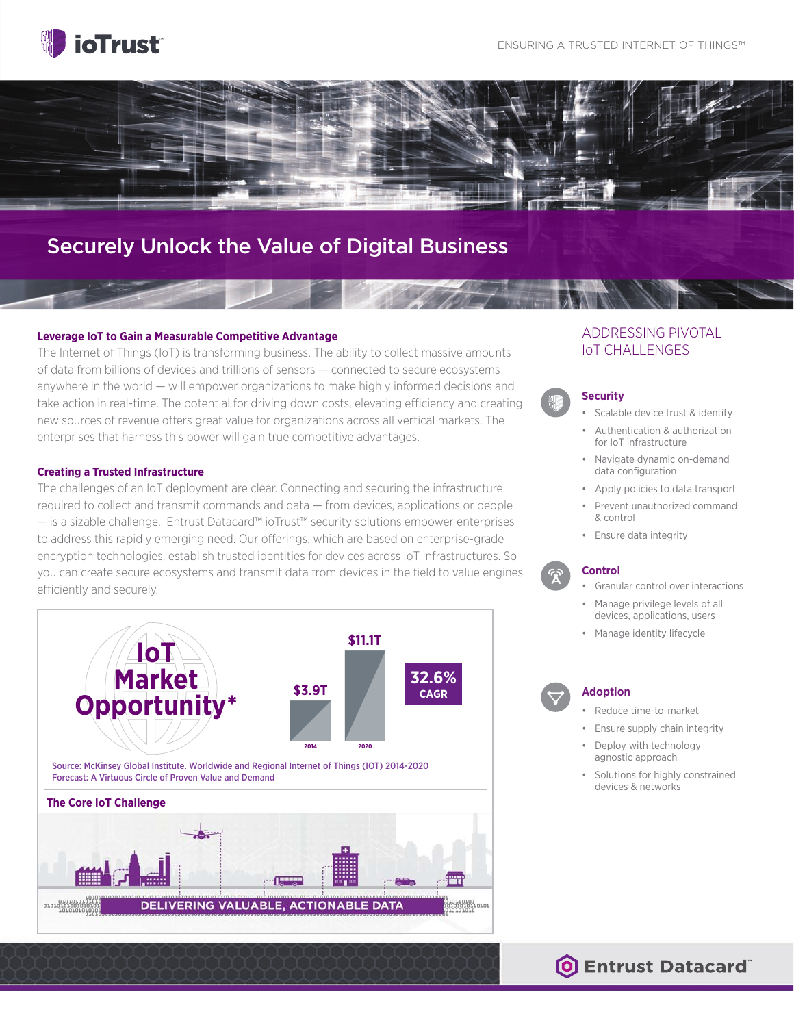ioTrust

ENSURING A TRUSTED INTERNET OF THINGS™

# Securely Unlock the Value of Digital Business

### Leverage IoT to Gain a Measurable Competitive Advantage

The Internet of Things (IoT) is transforming business. The ability to collect massive amounts of data from billions of devices and trillions of sensors — connected to secure ecosystems anywhere in the world — will empower organizations to make highly informed decisions and take action in real-time. The potential for driving down costs, elevating efficiency and creating new sources of revenue offers great value for organizations across all vertical markets. The enterprises that harness this power will gain true competitive advantages.

### Creating a Trusted Infrastructure

The challenges of an IoT deployment are clear. Connecting and securing the infrastructure required to collect and transmit commands and data — from devices, applications or people — is a sizable challenge. Entrust Datacard™ ioTrust™ security solutions empower enterprises to address this rapidly emerging need. Our offerings, which are based on enterprise-grade encryption technologies, establish trusted identities for devices across IoT infrastructures. So you can create secure ecosystems and transmit data from devices in the field to value engines efficiently and securely.

**IoT Market Opportunity***

| Year | Value |
|---|---|
| 2014 | $3.9T |
| 2020 | $11.1T |

32.6% CAGR

Source: McKinsey Global Institute. Worldwide and Regional Internet of Things (IOT) 2014-2020 Forecast: A Virtuous Circle of Proven Value and Demand

### The Core IoT Challenge

DELIVERING VALUABLE, ACTIONABLE DATA

## ADDRESSING PIVOTAL IoT CHALLENGES

### Security

- Scalable device trust & identity
- Authentication & authorization for IoT infrastructure
- Navigate dynamic on-demand data configuration
- Apply policies to data transport
- Prevent unauthorized command & control
- Ensure data integrity

### Control

- Granular control over interactions
- Manage privilege levels of all devices, applications, users
- Manage identity lifecycle

### Adoption

- Reduce time-to-market
- Ensure supply chain integrity
- Deploy with technology agnostic approach
- Solutions for highly constrained devices & networks

Entrust Datacard™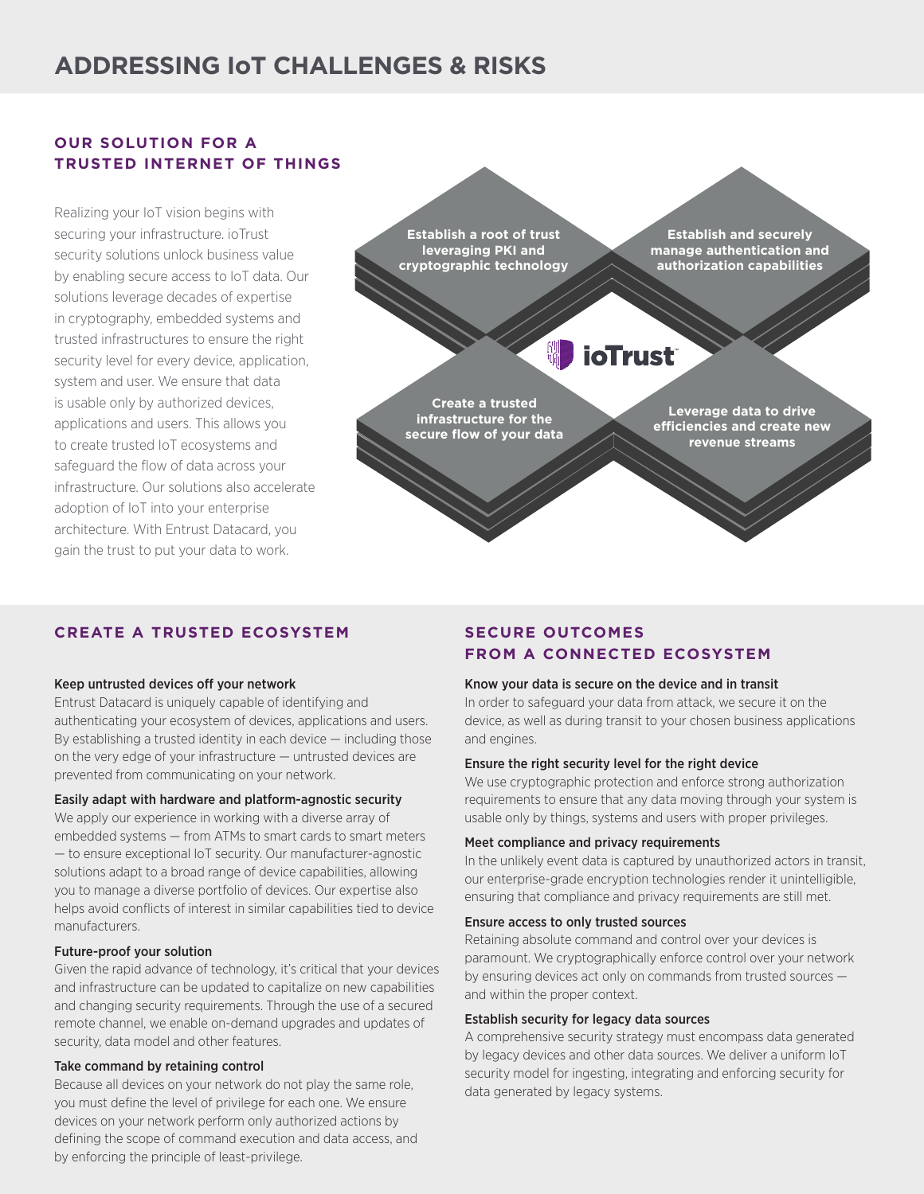# ADDRESSING IoT CHALLENGES & RISKS

## OUR SOLUTION FOR A TRUSTED INTERNET OF THINGS

Realizing your IoT vision begins with securing your infrastructure. ioTrust security solutions unlock business value by enabling secure access to IoT data. Our solutions leverage decades of expertise in cryptography, embedded systems and trusted infrastructures to ensure the right security level for every device, application, system and user. We ensure that data is usable only by authorized devices, applications and users. This allows you to create trusted IoT ecosystems and safeguard the flow of data across your infrastructure. Our solutions also accelerate adoption of IoT into your enterprise architecture. With Entrust Datacard, you gain the trust to put your data to work.

**Establish a root of trust leveraging PKI and cryptographic technology**

**Establish and securely manage authentication and authorization capabilities**

**ioTrust**

**Create a trusted infrastructure for the secure flow of your data**

**Leverage data to drive efficiencies and create new revenue streams**

## CREATE A TRUSTED ECOSYSTEM

### Keep untrusted devices off your network

Entrust Datacard is uniquely capable of identifying and authenticating your ecosystem of devices, applications and users. By establishing a trusted identity in each device — including those on the very edge of your infrastructure — untrusted devices are prevented from communicating on your network.

### Easily adapt with hardware and platform-agnostic security

We apply our experience in working with a diverse array of embedded systems — from ATMs to smart cards to smart meters — to ensure exceptional IoT security. Our manufacturer-agnostic solutions adapt to a broad range of device capabilities, allowing you to manage a diverse portfolio of devices. Our expertise also helps avoid conflicts of interest in similar capabilities tied to device manufacturers.

### Future-proof your solution

Given the rapid advance of technology, it's critical that your devices and infrastructure can be updated to capitalize on new capabilities and changing security requirements. Through the use of a secured remote channel, we enable on-demand upgrades and updates of security, data model and other features.

### Take command by retaining control

Because all devices on your network do not play the same role, you must define the level of privilege for each one. We ensure devices on your network perform only authorized actions by defining the scope of command execution and data access, and by enforcing the principle of least-privilege.

## SECURE OUTCOMES FROM A CONNECTED ECOSYSTEM

### Know your data is secure on the device and in transit

In order to safeguard your data from attack, we secure it on the device, as well as during transit to your chosen business applications and engines.

### Ensure the right security level for the right device

We use cryptographic protection and enforce strong authorization requirements to ensure that any data moving through your system is usable only by things, systems and users with proper privileges.

### Meet compliance and privacy requirements

In the unlikely event data is captured by unauthorized actors in transit, our enterprise-grade encryption technologies render it unintelligible, ensuring that compliance and privacy requirements are still met.

### Ensure access to only trusted sources

Retaining absolute command and control over your devices is paramount. We cryptographically enforce control over your network by ensuring devices act only on commands from trusted sources — and within the proper context.

### Establish security for legacy data sources

A comprehensive security strategy must encompass data generated by legacy devices and other data sources. We deliver a uniform IoT security model for ingesting, integrating and enforcing security for data generated by legacy systems.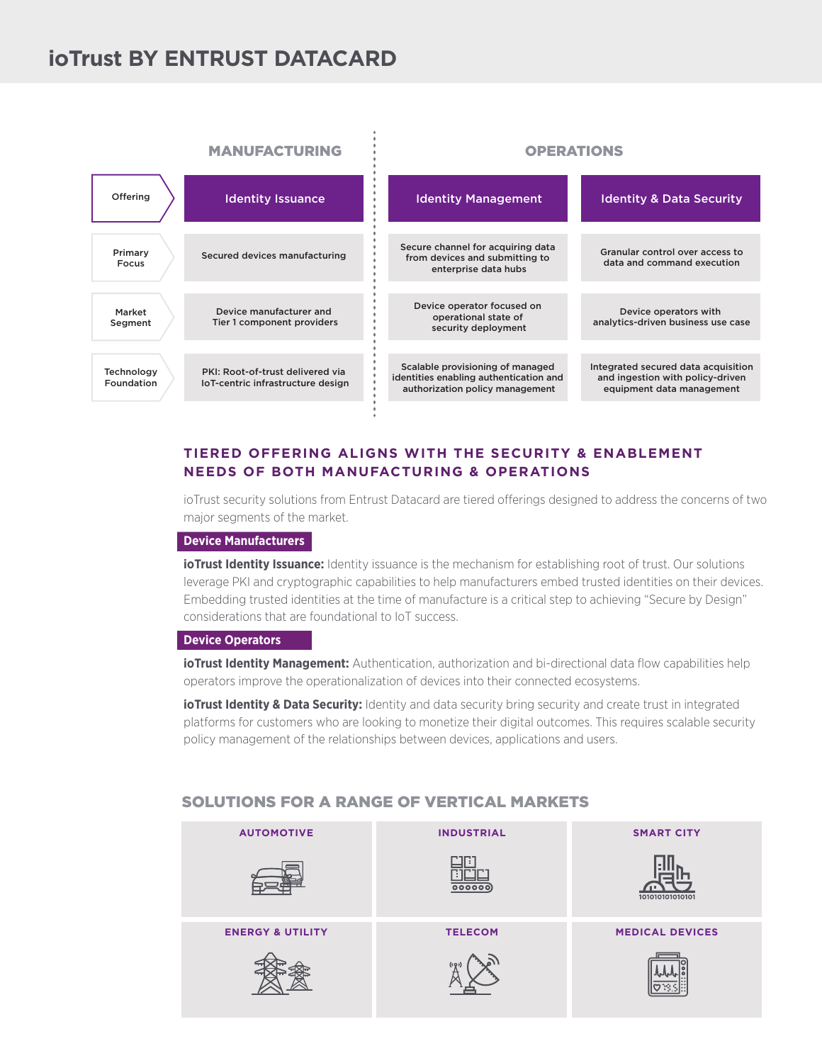# ioTrust BY ENTRUST DATACARD

| | MANUFACTURING | OPERATIONS | |
|---|---|---|---|
| Offering | Identity Issuance | Identity Management | Identity & Data Security |
| Primary Focus | Secured devices manufacturing | Secure channel for acquiring data from devices and submitting to enterprise data hubs | Granular control over access to data and command execution |
| Market Segment | Device manufacturer and Tier 1 component providers | Device operator focused on operational state of security deployment | Device operators with analytics-driven business use case |
| Technology Foundation | PKI: Root-of-trust delivered via IoT-centric infrastructure design | Scalable provisioning of managed identities enabling authentication and authorization policy management | Integrated secured data acquisition and ingestion with policy-driven equipment data management |

## TIERED OFFERING ALIGNS WITH THE SECURITY & ENABLEMENT NEEDS OF BOTH MANUFACTURING & OPERATIONS

ioTrust security solutions from Entrust Datacard are tiered offerings designed to address the concerns of two major segments of the market.

### Device Manufacturers

**ioTrust Identity Issuance:** Identity issuance is the mechanism for establishing root of trust. Our solutions leverage PKI and cryptographic capabilities to help manufacturers embed trusted identities on their devices. Embedding trusted identities at the time of manufacture is a critical step to achieving "Secure by Design" considerations that are foundational to IoT success.

### Device Operators

**ioTrust Identity Management:** Authentication, authorization and bi-directional data flow capabilities help operators improve the operationalization of devices into their connected ecosystems.

**ioTrust Identity & Data Security:** Identity and data security bring security and create trust in integrated platforms for customers who are looking to monetize their digital outcomes. This requires scalable security policy management of the relationships between devices, applications and users.

## SOLUTIONS FOR A RANGE OF VERTICAL MARKETS

| AUTOMOTIVE | INDUSTRIAL | SMART CITY |
|---|---|---|
| **ENERGY & UTILITY** | **TELECOM** | **MEDICAL DEVICES** |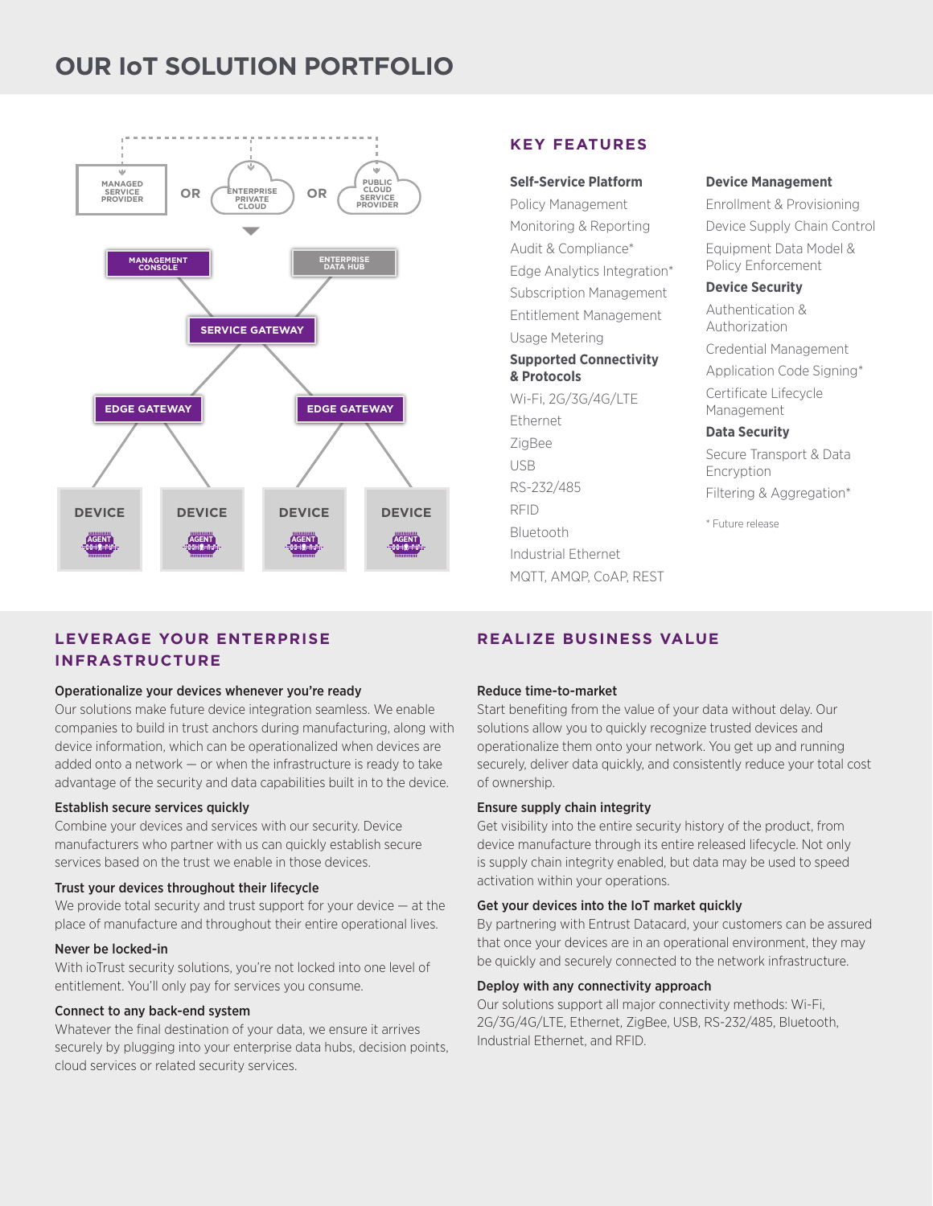# OUR IoT SOLUTION PORTFOLIO

MANAGED SERVICE PROVIDER OR ENTERPRISE PRIVATE CLOUD OR PUBLIC CLOUD SERVICE PROVIDER

MANAGEMENT CONSOLE

ENTERPRISE DATA HUB

SERVICE GATEWAY

EDGE GATEWAY

EDGE GATEWAY

DEVICE AGENT

DEVICE AGENT

DEVICE AGENT

DEVICE AGENT

## KEY FEATURES

**Self-Service Platform**
- Policy Management
- Monitoring & Reporting
- Audit & Compliance*
- Edge Analytics Integration*
- Subscription Management
- Entitlement Management
- Usage Metering

**Supported Connectivity & Protocols**
- Wi-Fi, 2G/3G/4G/LTE
- Ethernet
- ZigBee
- USB
- RS-232/485
- RFID
- Bluetooth
- Industrial Ethernet
- MQTT, AMQP, CoAP, REST

**Device Management**
- Enrollment & Provisioning
- Device Supply Chain Control
- Equipment Data Model & Policy Enforcement

**Device Security**
- Authentication & Authorization
- Credential Management
- Application Code Signing*
- Certificate Lifecycle Management

**Data Security**
- Secure Transport & Data Encryption
- Filtering & Aggregation*

\* Future release

## LEVERAGE YOUR ENTERPRISE INFRASTRUCTURE

**Operationalize your devices whenever you're ready**
Our solutions make future device integration seamless. We enable companies to build in trust anchors during manufacturing, along with device information, which can be operationalized when devices are added onto a network — or when the infrastructure is ready to take advantage of the security and data capabilities built in to the device.

**Establish secure services quickly**
Combine your devices and services with our security. Device manufacturers who partner with us can quickly establish secure services based on the trust we enable in those devices.

**Trust your devices throughout their lifecycle**
We provide total security and trust support for your device — at the place of manufacture and throughout their entire operational lives.

**Never be locked-in**
With ioTrust security solutions, you're not locked into one level of entitlement. You'll only pay for services you consume.

**Connect to any back-end system**
Whatever the final destination of your data, we ensure it arrives securely by plugging into your enterprise data hubs, decision points, cloud services or related security services.

## REALIZE BUSINESS VALUE

**Reduce time-to-market**
Start benefiting from the value of your data without delay. Our solutions allow you to quickly recognize trusted devices and operationalize them onto your network. You get up and running securely, deliver data quickly, and consistently reduce your total cost of ownership.

**Ensure supply chain integrity**
Get visibility into the entire security history of the product, from device manufacture through its entire released lifecycle. Not only is supply chain integrity enabled, but data may be used to speed activation within your operations.

**Get your devices into the IoT market quickly**
By partnering with Entrust Datacard, your customers can be assured that once your devices are in an operational environment, they may be quickly and securely connected to the network infrastructure.

**Deploy with any connectivity approach**
Our solutions support all major connectivity methods: Wi-Fi, 2G/3G/4G/LTE, Ethernet, ZigBee, USB, RS-232/485, Bluetooth, Industrial Ethernet, and RFID.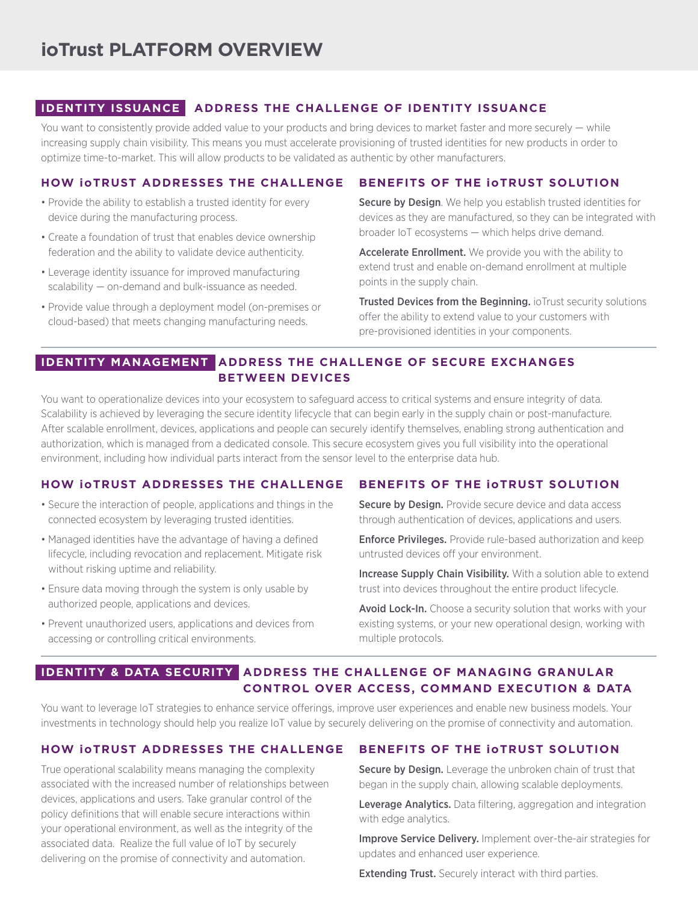# ioTrust PLATFORM OVERVIEW

## IDENTITY ISSUANCE — ADDRESS THE CHALLENGE OF IDENTITY ISSUANCE

You want to consistently provide added value to your products and bring devices to market faster and more securely — while increasing supply chain visibility. This means you must accelerate provisioning of trusted identities for new products in order to optimize time-to-market. This will allow products to be validated as authentic by other manufacturers.

### HOW ioTRUST ADDRESSES THE CHALLENGE

- Provide the ability to establish a trusted identity for every device during the manufacturing process.
- Create a foundation of trust that enables device ownership federation and the ability to validate device authenticity.
- Leverage identity issuance for improved manufacturing scalability — on-demand and bulk-issuance as needed.
- Provide value through a deployment model (on-premises or cloud-based) that meets changing manufacturing needs.

### BENEFITS OF THE ioTRUST SOLUTION

**Secure by Design**. We help you establish trusted identities for devices as they are manufactured, so they can be integrated with broader IoT ecosystems — which helps drive demand.

**Accelerate Enrollment.** We provide you with the ability to extend trust and enable on-demand enrollment at multiple points in the supply chain.

**Trusted Devices from the Beginning.** ioTrust security solutions offer the ability to extend value to your customers with pre-provisioned identities in your components.

## IDENTITY MANAGEMENT — ADDRESS THE CHALLENGE OF SECURE EXCHANGES BETWEEN DEVICES

You want to operationalize devices into your ecosystem to safeguard access to critical systems and ensure integrity of data. Scalability is achieved by leveraging the secure identity lifecycle that can begin early in the supply chain or post-manufacture. After scalable enrollment, devices, applications and people can securely identify themselves, enabling strong authentication and authorization, which is managed from a dedicated console. This secure ecosystem gives you full visibility into the operational environment, including how individual parts interact from the sensor level to the enterprise data hub.

### HOW ioTRUST ADDRESSES THE CHALLENGE

- Secure the interaction of people, applications and things in the connected ecosystem by leveraging trusted identities.
- Managed identities have the advantage of having a defined lifecycle, including revocation and replacement. Mitigate risk without risking uptime and reliability.
- Ensure data moving through the system is only usable by authorized people, applications and devices.
- Prevent unauthorized users, applications and devices from accessing or controlling critical environments.

### BENEFITS OF THE ioTRUST SOLUTION

**Secure by Design.** Provide secure device and data access through authentication of devices, applications and users.

**Enforce Privileges.** Provide rule-based authorization and keep untrusted devices off your environment.

**Increase Supply Chain Visibility.** With a solution able to extend trust into devices throughout the entire product lifecycle.

**Avoid Lock-In.** Choose a security solution that works with your existing systems, or your new operational design, working with multiple protocols.

## IDENTITY & DATA SECURITY — ADDRESS THE CHALLENGE OF MANAGING GRANULAR CONTROL OVER ACCESS, COMMAND EXECUTION & DATA

You want to leverage IoT strategies to enhance service offerings, improve user experiences and enable new business models. Your investments in technology should help you realize IoT value by securely delivering on the promise of connectivity and automation.

### HOW ioTRUST ADDRESSES THE CHALLENGE

True operational scalability means managing the complexity associated with the increased number of relationships between devices, applications and users. Take granular control of the policy definitions that will enable secure interactions within your operational environment, as well as the integrity of the associated data. Realize the full value of IoT by securely delivering on the promise of connectivity and automation.

### BENEFITS OF THE ioTRUST SOLUTION

**Secure by Design.** Leverage the unbroken chain of trust that began in the supply chain, allowing scalable deployments.

**Leverage Analytics.** Data filtering, aggregation and integration with edge analytics.

**Improve Service Delivery.** Implement over-the-air strategies for updates and enhanced user experience.

**Extending Trust.** Securely interact with third parties.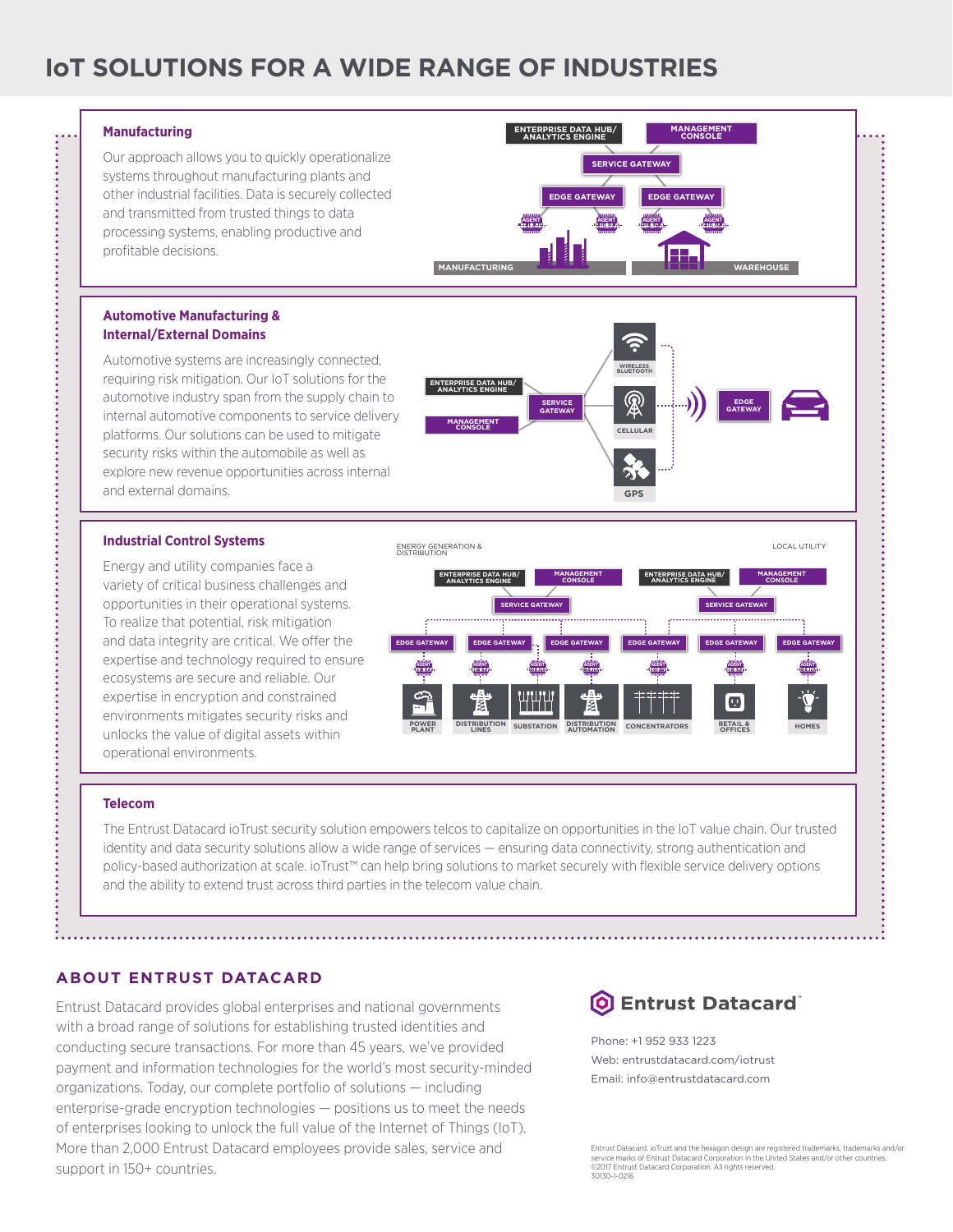# IoT SOLUTIONS FOR A WIDE RANGE OF INDUSTRIES

### Manufacturing

Our approach allows you to quickly operationalize systems throughout manufacturing plants and other industrial facilities. Data is securely collected and transmitted from trusted things to data processing systems, enabling productive and profitable decisions.

ENTERPRISE DATA HUB/ ANALYTICS ENGINE
MANAGEMENT CONSOLE
SERVICE GATEWAY
EDGE GATEWAY
EDGE GATEWAY
AGENT
MANUFACTURING
WAREHOUSE

### Automotive Manufacturing & Internal/External Domains

Automotive systems are increasingly connected, requiring risk mitigation. Our IoT solutions for the automotive industry span from the supply chain to internal automotive components to service delivery platforms. Our solutions can be used to mitigate security risks within the automobile as well as explore new revenue opportunities across internal and external domains.

ENTERPRISE DATA HUB/ ANALYTICS ENGINE
SERVICE GATEWAY
MANAGEMENT CONSOLE
WIRELESS BLUETOOTH
CELLULAR
GPS
EDGE GATEWAY

### Industrial Control Systems

Energy and utility companies face a variety of critical business challenges and opportunities in their operational systems. To realize that potential, risk mitigation and data integrity are critical. We offer the expertise and technology required to ensure ecosystems are secure and reliable. Our expertise in encryption and constrained environments mitigates security risks and unlocks the value of digital assets within operational environments.

ENERGY GENERATION & DISTRIBUTION
LOCAL UTILITY
ENTERPRISE DATA HUB/ ANALYTICS ENGINE
MANAGEMENT CONSOLE
SERVICE GATEWAY
EDGE GATEWAY
AGENT
POWER PLANT
DISTRIBUTION LINES
SUBSTATION
DISTRIBUTION AUTOMATION
CONCENTRATORS
RETAIL & OFFICES
HOMES

### Telecom

The Entrust Datacard ioTrust security solution empowers telcos to capitalize on opportunities in the IoT value chain. Our trusted identity and data security solutions allow a wide range of services — ensuring data connectivity, strong authentication and policy-based authorization at scale. ioTrust™ can help bring solutions to market securely with flexible service delivery options and the ability to extend trust across third parties in the telecom value chain.

## ABOUT ENTRUST DATACARD

Entrust Datacard provides global enterprises and national governments with a broad range of solutions for establishing trusted identities and conducting secure transactions. For more than 45 years, we've provided payment and information technologies for the world's most security-minded organizations. Today, our complete portfolio of solutions — including enterprise-grade encryption technologies — positions us to meet the needs of enterprises looking to unlock the full value of the Internet of Things (IoT). More than 2,000 Entrust Datacard employees provide sales, service and support in 150+ countries.

**Entrust Datacard**

Phone: +1 952 933 1223
Web: entrustdatacard.com/iotrust
Email: info@entrustdatacard.com

Entrust Datacard, ioTrust and the hexagon design are registered trademarks, trademarks and/or service marks of Entrust Datacard Corporation in the United States and/or other countries. ©2017 Entrust Datacard Corporation. All rights reserved.
30130-1-0216